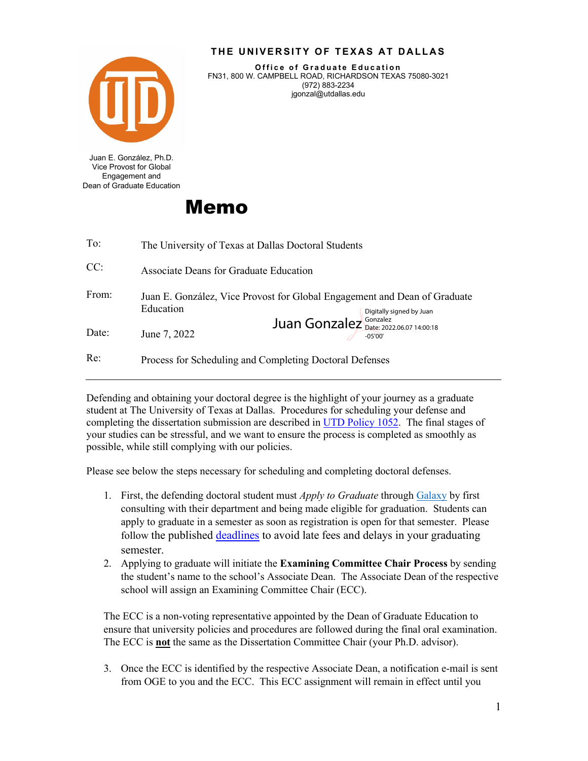# THE UNIVERSITY OF TEXAS AT DALLAS

**Office of Graduate Education**
FN31, 800 W. CAMPBELL ROAD, RICHARDSON TEXAS 75080-3021
(972) 883-2234
jgonzal@utdallas.edu

Juan E. González, Ph.D.
Vice Provost for Global Engagement and
Dean of Graduate Education

# Memo

| | |
|---|---|
| To: | The University of Texas at Dallas Doctoral Students |
| CC: | Associate Deans for Graduate Education |
| From: | Juan E. González, Vice Provost for Global Engagement and Dean of Graduate Education |
| Date: | June 7, 2022 |
| Re: | Process for Scheduling and Completing Doctoral Defenses |

Juan Gonzalez — Digitally signed by Juan Gonzalez Date: 2022.06.07 14:00:18 -05'00'

---

Defending and obtaining your doctoral degree is the highlight of your journey as a graduate student at The University of Texas at Dallas. Procedures for scheduling your defense and completing the dissertation submission are described in UTD Policy 1052. The final stages of your studies can be stressful, and we want to ensure the process is completed as smoothly as possible, while still complying with our policies.

Please see below the steps necessary for scheduling and completing doctoral defenses.

1. First, the defending doctoral student must *Apply to Graduate* through Galaxy by first consulting with their department and being made eligible for graduation. Students can apply to graduate in a semester as soon as registration is open for that semester. Please follow the published deadlines to avoid late fees and delays in your graduating semester.
2. Applying to graduate will initiate the **Examining Committee Chair Process** by sending the student's name to the school's Associate Dean. The Associate Dean of the respective school will assign an Examining Committee Chair (ECC).

The ECC is a non-voting representative appointed by the Dean of Graduate Education to ensure that university policies and procedures are followed during the final oral examination. The ECC is **not** the same as the Dissertation Committee Chair (your Ph.D. advisor).

3. Once the ECC is identified by the respective Associate Dean, a notification e-mail is sent from OGE to you and the ECC. This ECC assignment will remain in effect until you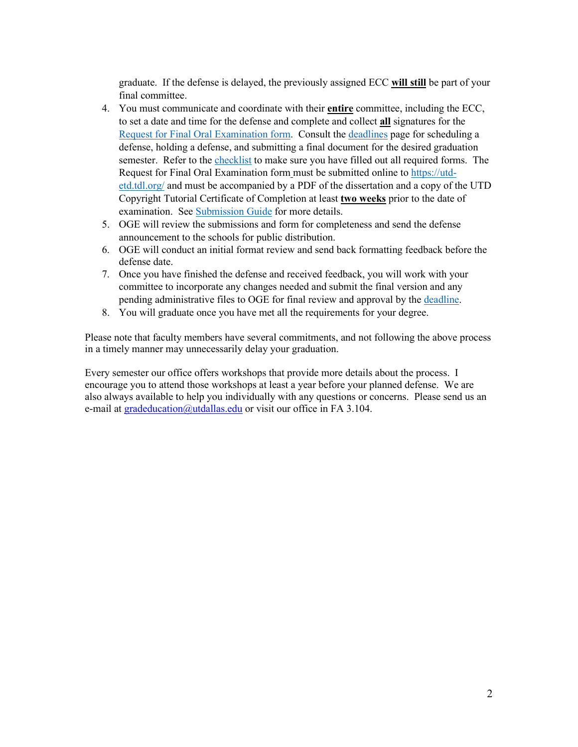graduate. If the defense is delayed, the previously assigned ECC **will still** be part of your final committee.

4. You must communicate and coordinate with their **entire** committee, including the ECC, to set a date and time for the defense and complete and collect **all** signatures for the Request for Final Oral Examination form. Consult the deadlines page for scheduling a defense, holding a defense, and submitting a final document for the desired graduation semester. Refer to the checklist to make sure you have filled out all required forms. The Request for Final Oral Examination form must be submitted online to https://utd-etd.tdl.org/ and must be accompanied by a PDF of the dissertation and a copy of the UTD Copyright Tutorial Certificate of Completion at least **two weeks** prior to the date of examination. See Submission Guide for more details.
5. OGE will review the submissions and form for completeness and send the defense announcement to the schools for public distribution.
6. OGE will conduct an initial format review and send back formatting feedback before the defense date.
7. Once you have finished the defense and received feedback, you will work with your committee to incorporate any changes needed and submit the final version and any pending administrative files to OGE for final review and approval by the deadline.
8. You will graduate once you have met all the requirements for your degree.

Please note that faculty members have several commitments, and not following the above process in a timely manner may unnecessarily delay your graduation.

Every semester our office offers workshops that provide more details about the process. I encourage you to attend those workshops at least a year before your planned defense. We are also always available to help you individually with any questions or concerns. Please send us an e-mail at gradeducation@utdallas.edu or visit our office in FA 3.104.